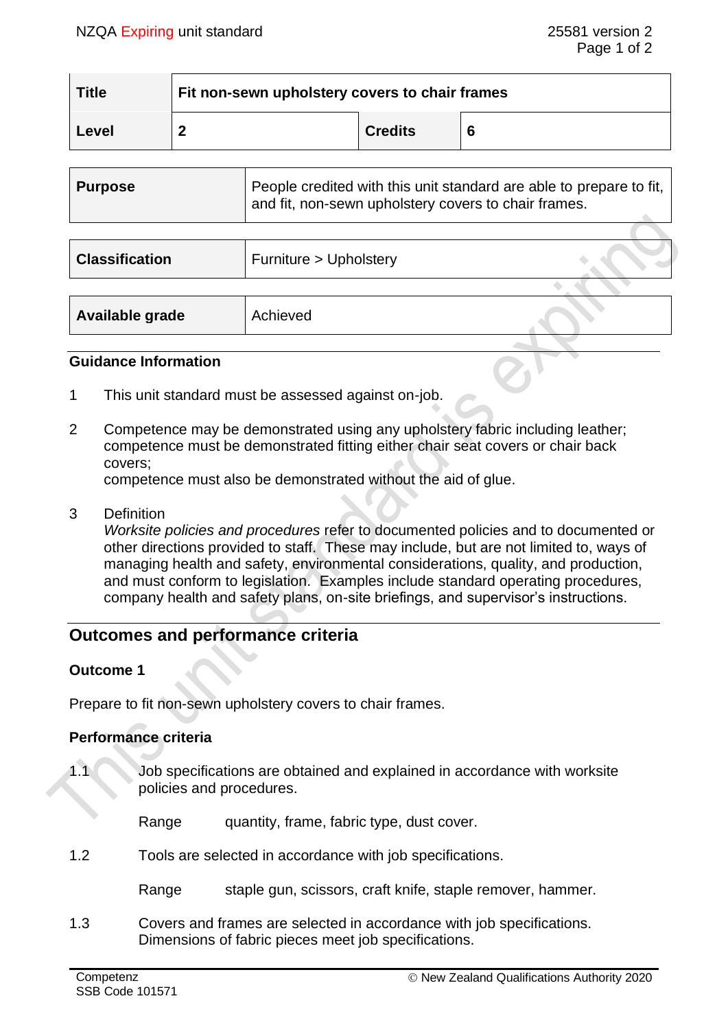| Title | Fit non-sewn upholstery covers to chair frames | | |
|---|---|---|---|
| Level | 2 | Credits | 6 |

| Purpose | People credited with this unit standard are able to prepare to fit, and fit, non-sewn upholstery covers to chair frames. |
|---|---|

| Classification | Furniture > Upholstery |
|---|---|

| Available grade | Achieved |
|---|---|

### Guidance Information

1. This unit standard must be assessed against on-job.

2. Competence may be demonstrated using any upholstery fabric including leather; competence must be demonstrated fitting either chair seat covers or chair back covers;
   competence must also be demonstrated without the aid of glue.

3. Definition
   *Worksite policies and procedures* refer to documented policies and to documented or other directions provided to staff. These may include, but are not limited to, ways of managing health and safety, environmental considerations, quality, and production, and must conform to legislation. Examples include standard operating procedures, company health and safety plans, on-site briefings, and supervisor's instructions.

## Outcomes and performance criteria

### Outcome 1

Prepare to fit non-sewn upholstery covers to chair frames.

### Performance criteria

1.1 Job specifications are obtained and explained in accordance with worksite policies and procedures.

Range quantity, frame, fabric type, dust cover.

1.2 Tools are selected in accordance with job specifications.

Range staple gun, scissors, craft knife, staple remover, hammer.

1.3 Covers and frames are selected in accordance with job specifications. Dimensions of fabric pieces meet job specifications.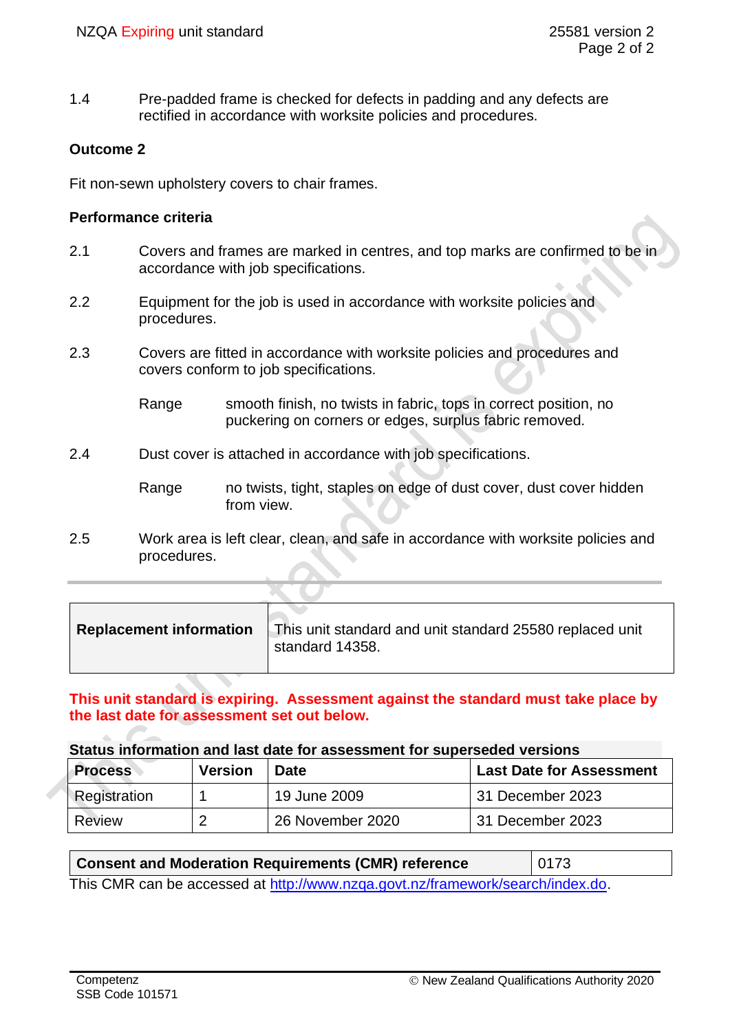1.4 Pre-padded frame is checked for defects in padding and any defects are rectified in accordance with worksite policies and procedures.

**Outcome 2**

Fit non-sewn upholstery covers to chair frames.

**Performance criteria**

2.1 Covers and frames are marked in centres, and top marks are confirmed to be in accordance with job specifications.

2.2 Equipment for the job is used in accordance with worksite policies and procedures.

2.3 Covers are fitted in accordance with worksite policies and procedures and covers conform to job specifications.

Range smooth finish, no twists in fabric, tops in correct position, no puckering on corners or edges, surplus fabric removed.

2.4 Dust cover is attached in accordance with job specifications.

Range no twists, tight, staples on edge of dust cover, dust cover hidden from view.

2.5 Work area is left clear, clean, and safe in accordance with worksite policies and procedures.

| | |
|---|---|
| **Replacement information** | This unit standard and unit standard 25580 replaced unit standard 14358. |

**This unit standard is expiring. Assessment against the standard must take place by the last date for assessment set out below.**

**Status information and last date for assessment for superseded versions**

| **Process** | **Version** | **Date** | **Last Date for Assessment** |
|---|---|---|---|
| Registration | 1 | 19 June 2009 | 31 December 2023 |
| Review | 2 | 26 November 2020 | 31 December 2023 |

| | |
|---|---|
| **Consent and Moderation Requirements (CMR) reference** | 0173 |

This CMR can be accessed at http://www.nzqa.govt.nz/framework/search/index.do.